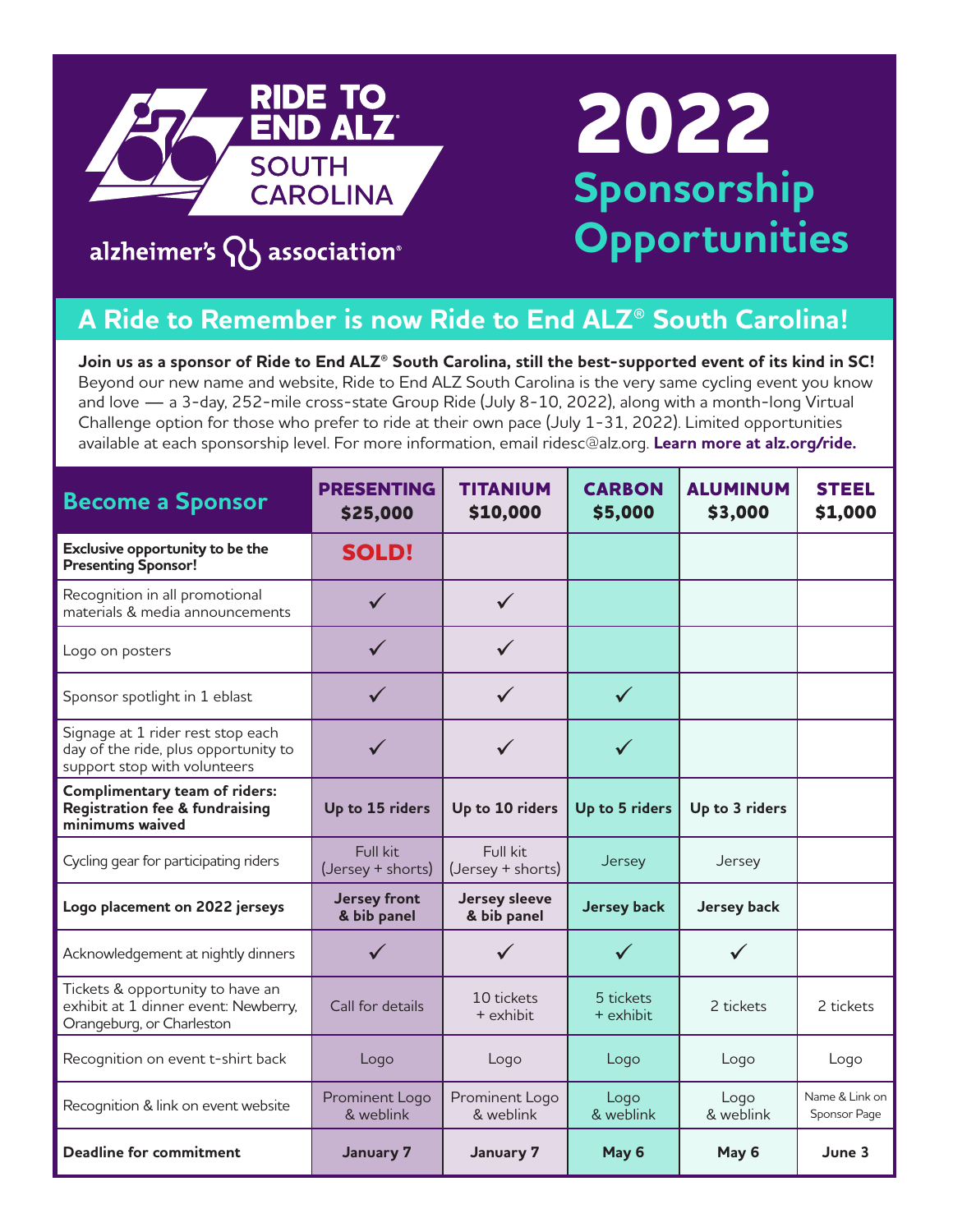# RIDE TO END ALZ® SOUTH CAROLINA

alzheimer's association®

# 2022 Sponsorship Opportunities

## A Ride to Remember is now Ride to End ALZ® South Carolina!

**Join us as a sponsor of Ride to End ALZ® South Carolina, still the best-supported event of its kind in SC!** Beyond our new name and website, Ride to End ALZ South Carolina is the very same cycling event you know and love — a 3-day, 252-mile cross-state Group Ride (July 8-10, 2022), along with a month-long Virtual Challenge option for those who prefer to ride at their own pace (July 1-31, 2022). Limited opportunities available at each sponsorship level. For more information, email ridesc@alz.org. **Learn more at alz.org/ride.**

| Become a Sponsor | PRESENTING $25,000 | TITANIUM $10,000 | CARBON $5,000 | ALUMINUM $3,000 | STEEL $1,000 |
|---|---|---|---|---|---|
| **Exclusive opportunity to be the Presenting Sponsor!** | **SOLD!** | | | | |
| Recognition in all promotional materials & media announcements | ✓ | ✓ | | | |
| Logo on posters | ✓ | ✓ | | | |
| Sponsor spotlight in 1 eblast | ✓ | ✓ | ✓ | | |
| Signage at 1 rider rest stop each day of the ride, plus opportunity to support stop with volunteers | ✓ | ✓ | ✓ | | |
| **Complimentary team of riders: Registration fee & fundraising minimums waived** | **Up to 15 riders** | **Up to 10 riders** | **Up to 5 riders** | **Up to 3 riders** | |
| Cycling gear for participating riders | Full kit (Jersey + shorts) | Full kit (Jersey + shorts) | Jersey | Jersey | |
| **Logo placement on 2022 jerseys** | **Jersey front & bib panel** | **Jersey sleeve & bib panel** | **Jersey back** | **Jersey back** | |
| Acknowledgement at nightly dinners | ✓ | ✓ | ✓ | ✓ | |
| Tickets & opportunity to have an exhibit at 1 dinner event: Newberry, Orangeburg, or Charleston | Call for details | 10 tickets + exhibit | 5 tickets + exhibit | 2 tickets | 2 tickets |
| Recognition on event t-shirt back | Logo | Logo | Logo | Logo | Logo |
| Recognition & link on event website | Prominent Logo & weblink | Prominent Logo & weblink | Logo & weblink | Logo & weblink | Name & Link on Sponsor Page |
| **Deadline for commitment** | **January 7** | **January 7** | **May 6** | **May 6** | **June 3** |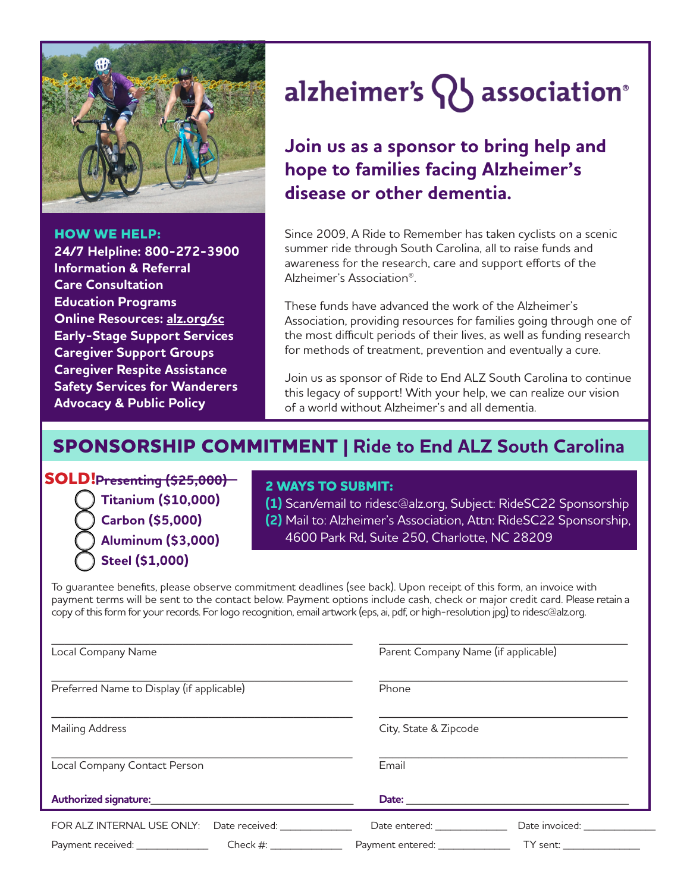alzheimer's association®

## Join us as a sponsor to bring help and hope to families facing Alzheimer's disease or other dementia.

**HOW WE HELP:**

**24/7 Helpline: 800-272-3900**
**Information & Referral**
**Care Consultation**
**Education Programs**
**Online Resources: alz.org/sc**
**Early-Stage Support Services**
**Caregiver Support Groups**
**Caregiver Respite Assistance**
**Safety Services for Wanderers**
**Advocacy & Public Policy**

Since 2009, A Ride to Remember has taken cyclists on a scenic summer ride through South Carolina, all to raise funds and awareness for the research, care and support efforts of the Alzheimer's Association®.

These funds have advanced the work of the Alzheimer's Association, providing resources for families going through one of the most difficult periods of their lives, as well as funding research for methods of treatment, prevention and eventually a cure.

Join us as sponsor of Ride to End ALZ South Carolina to continue this legacy of support! With your help, we can realize our vision of a world without Alzheimer's and all dementia.

## SPONSORSHIP COMMITMENT | Ride to End ALZ South Carolina

**SOLD!** ~~Presenting ($25,000)~~

- ◯ **Titanium ($10,000)**
- ◯ **Carbon ($5,000)**
- ◯ **Aluminum ($3,000)**
- ◯ **Steel ($1,000)**

**2 WAYS TO SUBMIT:**

**(1)** Scan/email to ridesc@alz.org, Subject: RideSC22 Sponsorship
**(2)** Mail to: Alzheimer's Association, Attn: RideSC22 Sponsorship, 4600 Park Rd, Suite 250, Charlotte, NC 28209

To guarantee benefits, please observe commitment deadlines (see back). Upon receipt of this form, an invoice with payment terms will be sent to the contact below. Payment options include cash, check or major credit card. Please retain a copy of this form for your records. For logo recognition, email artwork (eps, ai, pdf, or high-resolution jpg) to ridesc@alz.org.

Local Company Name: ______________________

Parent Company Name (if applicable): ______________________

Preferred Name to Display (if applicable): ______________________

Phone: ______________________

Mailing Address: ______________________

City, State & Zipcode: ______________________

Local Company Contact Person: ______________________

Email: ______________________

**Authorized signature:** ______________________

**Date:** ______________________

FOR ALZ INTERNAL USE ONLY: Date received: __________ Date entered: __________ Date invoiced: __________

Payment received: __________ Check #: __________ Payment entered: __________ TY sent: __________